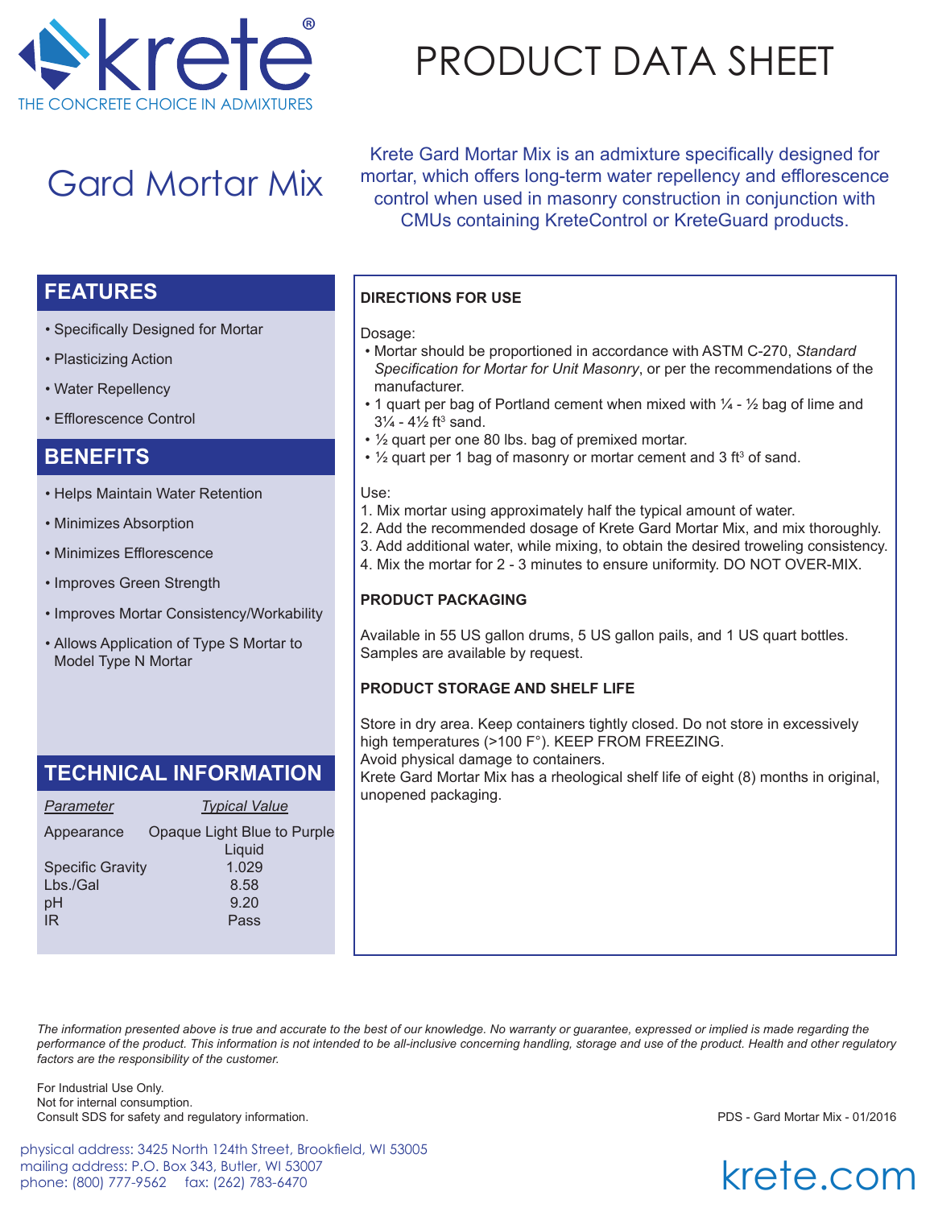krete®
THE CONCRETE CHOICE IN ADMIXTURES

# PRODUCT DATA SHEET

## Gard Mortar Mix

Krete Gard Mortar Mix is an admixture specifically designed for mortar, which offers long-term water repellency and efflorescence control when used in masonry construction in conjunction with CMUs containing KreteControl or KreteGuard products.

## FEATURES

- Specifically Designed for Mortar
- Plasticizing Action
- Water Repellency
- Efflorescence Control

## BENEFITS

- Helps Maintain Water Retention
- Minimizes Absorption
- Minimizes Efflorescence
- Improves Green Strength
- Improves Mortar Consistency/Workability
- Allows Application of Type S Mortar to Model Type N Mortar

## TECHNICAL INFORMATION

| *Parameter* | *Typical Value* |
|---|---|
| Appearance | Opaque Light Blue to Purple Liquid |
| Specific Gravity | 1.029 |
| Lbs./Gal | 8.58 |
| pH | 9.20 |
| IR | Pass |

### DIRECTIONS FOR USE

Dosage:

- Mortar should be proportioned in accordance with ASTM C-270, *Standard Specification for Mortar for Unit Masonry*, or per the recommendations of the manufacturer.
- 1 quart per bag of Portland cement when mixed with ¼ - ½ bag of lime and 3¼ - 4½ $ft^3$ sand.
- ½ quart per one 80 lbs. bag of premixed mortar.
- ½ quart per 1 bag of masonry or mortar cement and 3 $ft^3$ of sand.

Use:

1. Mix mortar using approximately half the typical amount of water.
2. Add the recommended dosage of Krete Gard Mortar Mix, and mix thoroughly.
3. Add additional water, while mixing, to obtain the desired troweling consistency.
4. Mix the mortar for 2 - 3 minutes to ensure uniformity. DO NOT OVER-MIX.

### PRODUCT PACKAGING

Available in 55 US gallon drums, 5 US gallon pails, and 1 US quart bottles. Samples are available by request.

### PRODUCT STORAGE AND SHELF LIFE

Store in dry area. Keep containers tightly closed. Do not store in excessively high temperatures (>100 F°). KEEP FROM FREEZING.
Avoid physical damage to containers.
Krete Gard Mortar Mix has a rheological shelf life of eight (8) months in original, unopened packaging.

*The information presented above is true and accurate to the best of our knowledge. No warranty or guarantee, expressed or implied is made regarding the performance of the product. This information is not intended to be all-inclusive concerning handling, storage and use of the product. Health and other regulatory factors are the responsibility of the customer.*

For Industrial Use Only.
Not for internal consumption.
Consult SDS for safety and regulatory information.

PDS - Gard Mortar Mix - 01/2016

physical address: 3425 North 124th Street, Brookfield, WI 53005
mailing address: P.O. Box 343, Butler, WI 53007
phone: (800) 777-9562 fax: (262) 783-6470

krete.com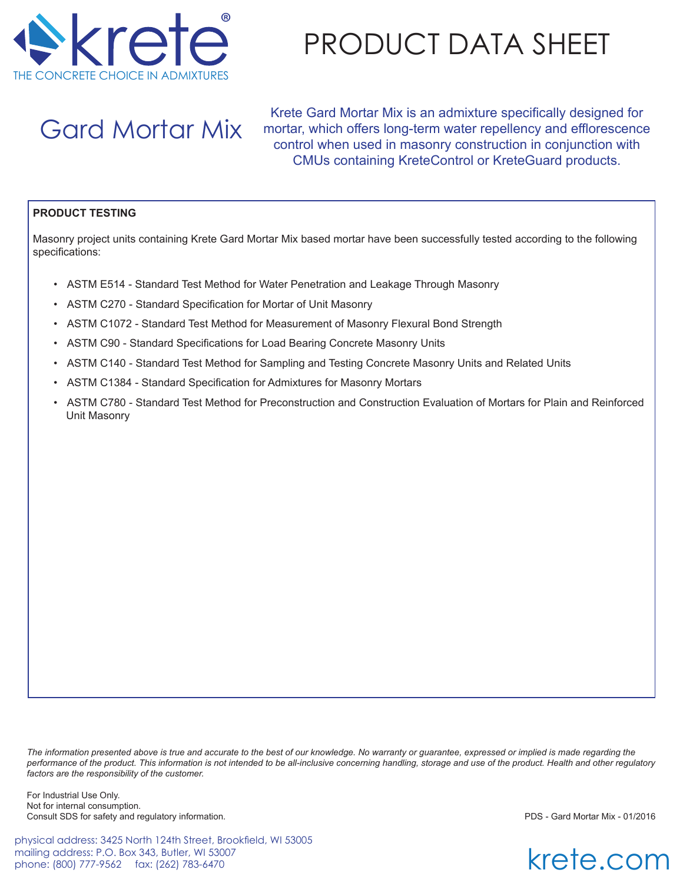krete®

THE CONCRETE CHOICE IN ADMIXTURES

# PRODUCT DATA SHEET

## Gard Mortar Mix

Krete Gard Mortar Mix is an admixture specifically designed for mortar, which offers long-term water repellency and efflorescence control when used in masonry construction in conjunction with CMUs containing KreteControl or KreteGuard products.

### PRODUCT TESTING

Masonry project units containing Krete Gard Mortar Mix based mortar have been successfully tested according to the following specifications:

- ASTM E514 - Standard Test Method for Water Penetration and Leakage Through Masonry
- ASTM C270 - Standard Specification for Mortar of Unit Masonry
- ASTM C1072 - Standard Test Method for Measurement of Masonry Flexural Bond Strength
- ASTM C90 - Standard Specifications for Load Bearing Concrete Masonry Units
- ASTM C140 - Standard Test Method for Sampling and Testing Concrete Masonry Units and Related Units
- ASTM C1384 - Standard Specification for Admixtures for Masonry Mortars
- ASTM C780 - Standard Test Method for Preconstruction and Construction Evaluation of Mortars for Plain and Reinforced Unit Masonry

*The information presented above is true and accurate to the best of our knowledge. No warranty or guarantee, expressed or implied is made regarding the performance of the product. This information is not intended to be all-inclusive concerning handling, storage and use of the product. Health and other regulatory factors are the responsibility of the customer.*

For Industrial Use Only.
Not for internal consumption.
Consult SDS for safety and regulatory information.

PDS - Gard Mortar Mix - 01/2016

physical address: 3425 North 124th Street, Brookfield, WI 53005
mailing address: P.O. Box 343, Butler, WI 53007
phone: (800) 777-9562 fax: (262) 783-6470

krete.com